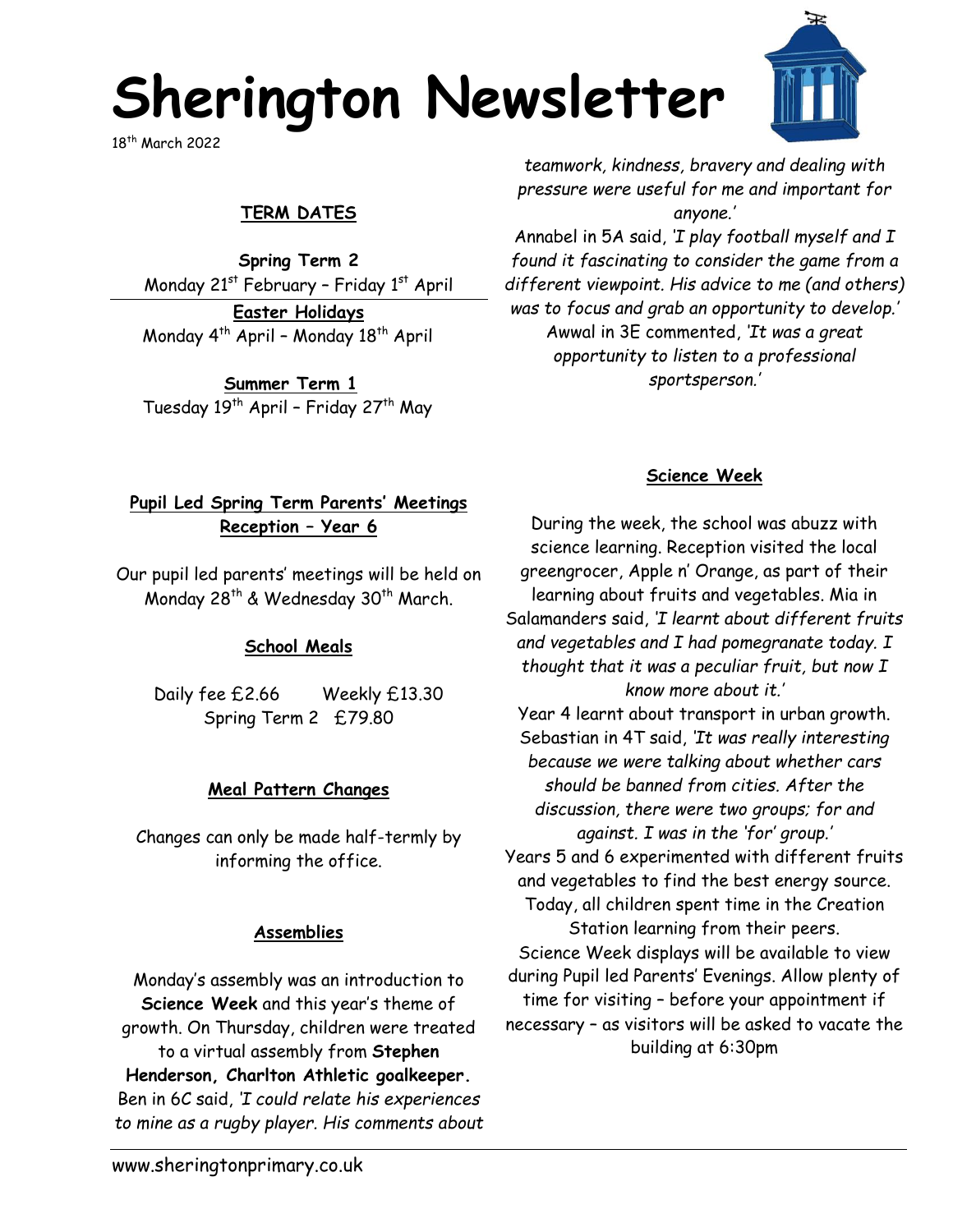# Sherington Newsletter

18th March 2022

## TERM DATES

**Spring Term 2**
Monday 21st February – Friday 1st April

**Easter Holidays**
Monday 4th April – Monday 18th April

**Summer Term 1**
Tuesday 19th April – Friday 27th May

## Pupil Led Spring Term Parents' Meetings Reception – Year 6

Our pupil led parents' meetings will be held on Monday 28th & Wednesday 30th March.

## School Meals

Daily fee £2.66 Weekly £13.30
Spring Term 2 £79.80

## Meal Pattern Changes

Changes can only be made half-termly by informing the office.

## Assemblies

Monday's assembly was an introduction to **Science Week** and this year's theme of growth. On Thursday, children were treated to a virtual assembly from **Stephen Henderson, Charlton Athletic goalkeeper.** Ben in 6C said, *'I could relate his experiences to mine as a rugby player. His comments about teamwork, kindness, bravery and dealing with pressure were useful for me and important for anyone.'*
Annabel in 5A said, *'I play football myself and I found it fascinating to consider the game from a different viewpoint. His advice to me (and others) was to focus and grab an opportunity to develop.'*
Awwal in 3E commented, *'It was a great opportunity to listen to a professional sportsperson.'*

## Science Week

During the week, the school was abuzz with science learning. Reception visited the local greengrocer, Apple n' Orange, as part of their learning about fruits and vegetables. Mia in Salamanders said, *'I learnt about different fruits and vegetables and I had pomegranate today. I thought that it was a peculiar fruit, but now I know more about it.'*
Year 4 learnt about transport in urban growth. Sebastian in 4T said, *'It was really interesting because we were talking about whether cars should be banned from cities. After the discussion, there were two groups; for and against. I was in the 'for' group.'*
Years 5 and 6 experimented with different fruits and vegetables to find the best energy source. Today, all children spent time in the Creation Station learning from their peers.
Science Week displays will be available to view during Pupil led Parents' Evenings. Allow plenty of time for visiting – before your appointment if necessary – as visitors will be asked to vacate the building at 6:30pm

www.sheringtonprimary.co.uk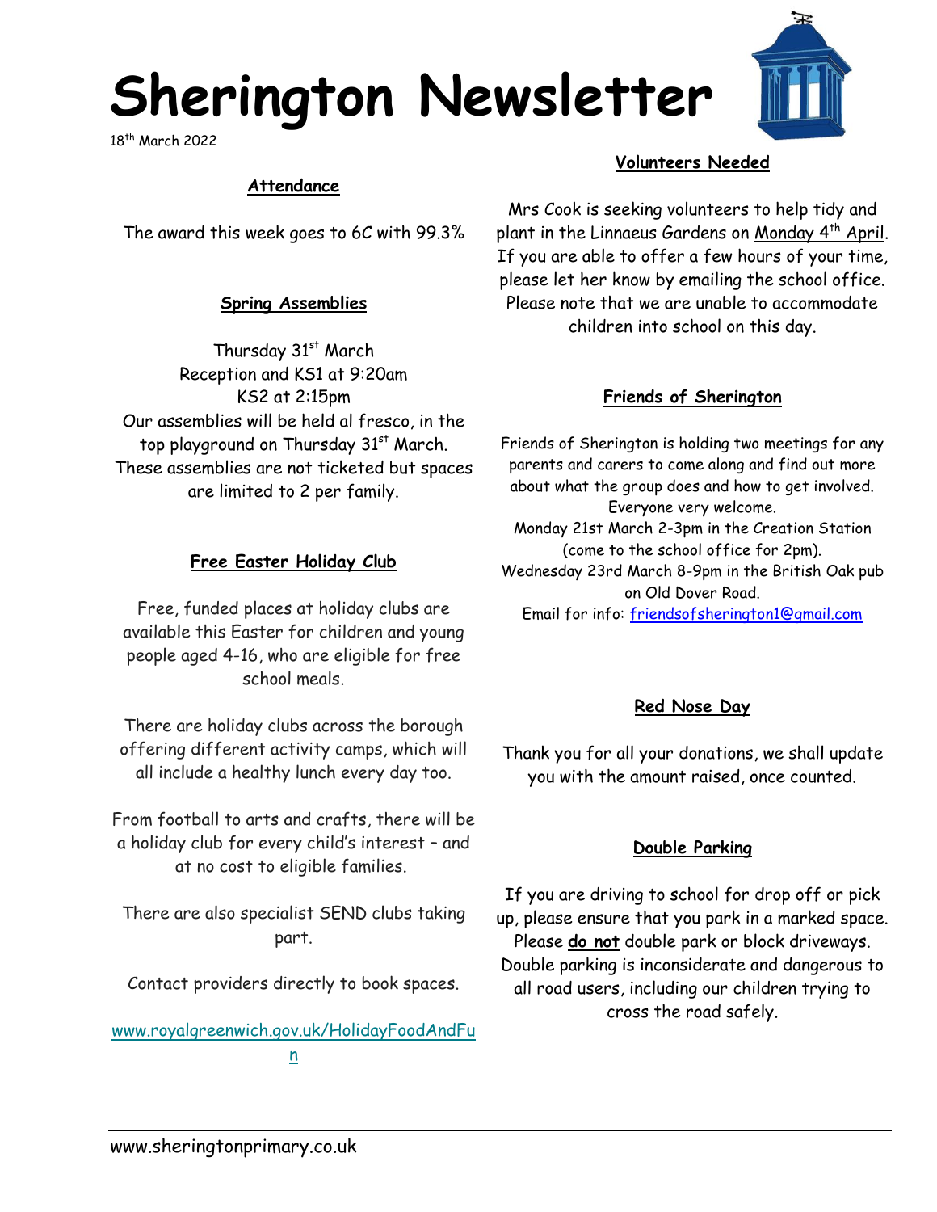# Sherington Newsletter

18th March 2022

### Attendance

The award this week goes to 6C with 99.3%

### Spring Assemblies

Thursday 31st March
Reception and KS1 at 9:20am
KS2 at 2:15pm
Our assemblies will be held al fresco, in the top playground on Thursday 31st March. These assemblies are not ticketed but spaces are limited to 2 per family.

### Free Easter Holiday Club

Free, funded places at holiday clubs are available this Easter for children and young people aged 4-16, who are eligible for free school meals.

There are holiday clubs across the borough offering different activity camps, which will all include a healthy lunch every day too.

From football to arts and crafts, there will be a holiday club for every child's interest – and at no cost to eligible families.

There are also specialist SEND clubs taking part.

Contact providers directly to book spaces.

www.royalgreenwich.gov.uk/HolidayFoodAndFun

### Volunteers Needed

Mrs Cook is seeking volunteers to help tidy and plant in the Linnaeus Gardens on Monday 4th April. If you are able to offer a few hours of your time, please let her know by emailing the school office. Please note that we are unable to accommodate children into school on this day.

### Friends of Sherington

Friends of Sherington is holding two meetings for any parents and carers to come along and find out more about what the group does and how to get involved. Everyone very welcome.
Monday 21st March 2-3pm in the Creation Station (come to the school office for 2pm).
Wednesday 23rd March 8-9pm in the British Oak pub on Old Dover Road.
Email for info: friendsofsherington1@gmail.com

### Red Nose Day

Thank you for all your donations, we shall update you with the amount raised, once counted.

### Double Parking

If you are driving to school for drop off or pick up, please ensure that you park in a marked space. Please **do not** double park or block driveways. Double parking is inconsiderate and dangerous to all road users, including our children trying to cross the road safely.

www.sheringtonprimary.co.uk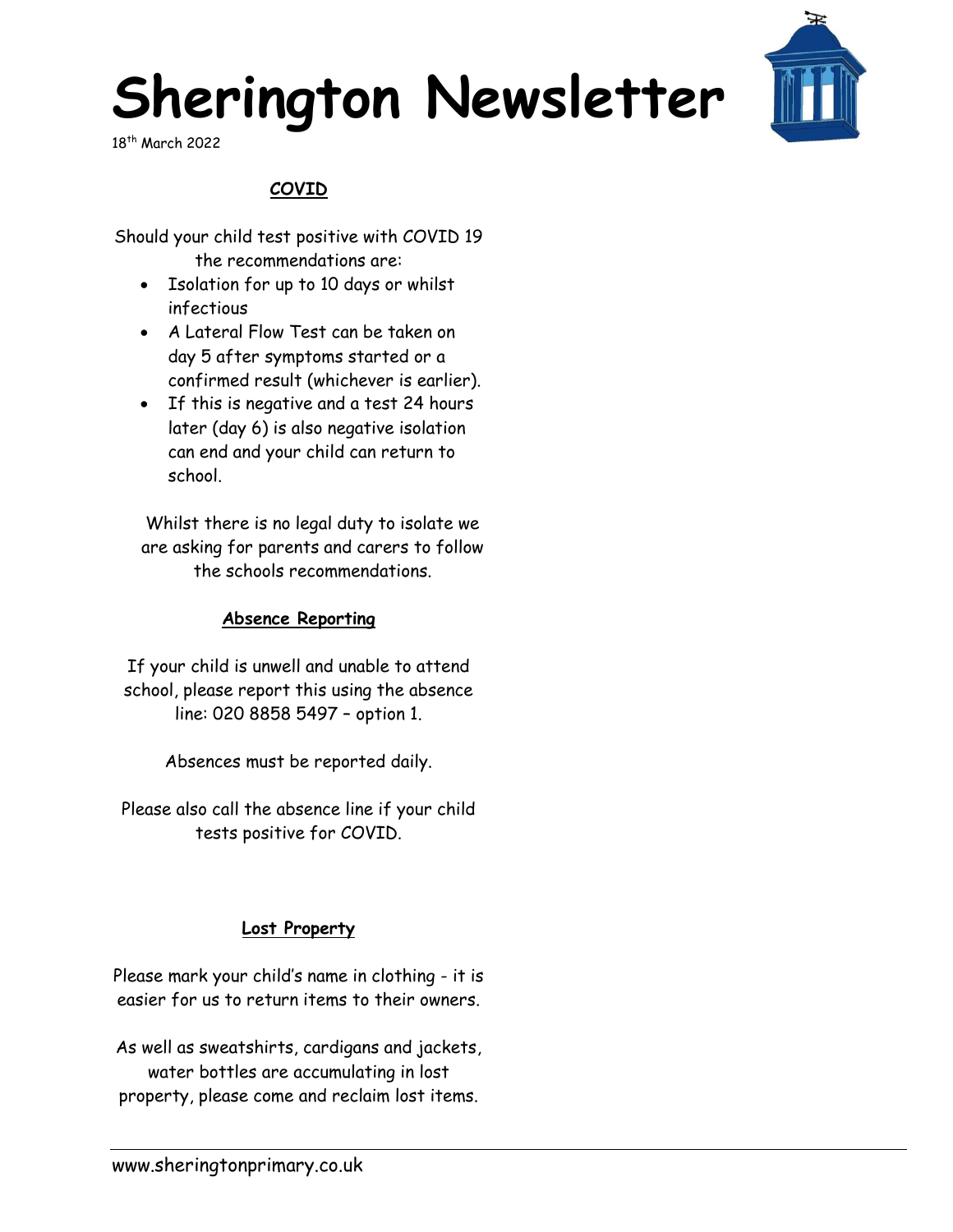# Sherington Newsletter

18th March 2022

## COVID

Should your child test positive with COVID 19 the recommendations are:

- Isolation for up to 10 days or whilst infectious
- A Lateral Flow Test can be taken on day 5 after symptoms started or a confirmed result (whichever is earlier).
- If this is negative and a test 24 hours later (day 6) is also negative isolation can end and your child can return to school.

Whilst there is no legal duty to isolate we are asking for parents and carers to follow the schools recommendations.

## Absence Reporting

If your child is unwell and unable to attend school, please report this using the absence line: 020 8858 5497 – option 1.

Absences must be reported daily.

Please also call the absence line if your child tests positive for COVID.

## Lost Property

Please mark your child's name in clothing - it is easier for us to return items to their owners.

As well as sweatshirts, cardigans and jackets, water bottles are accumulating in lost property, please come and reclaim lost items.